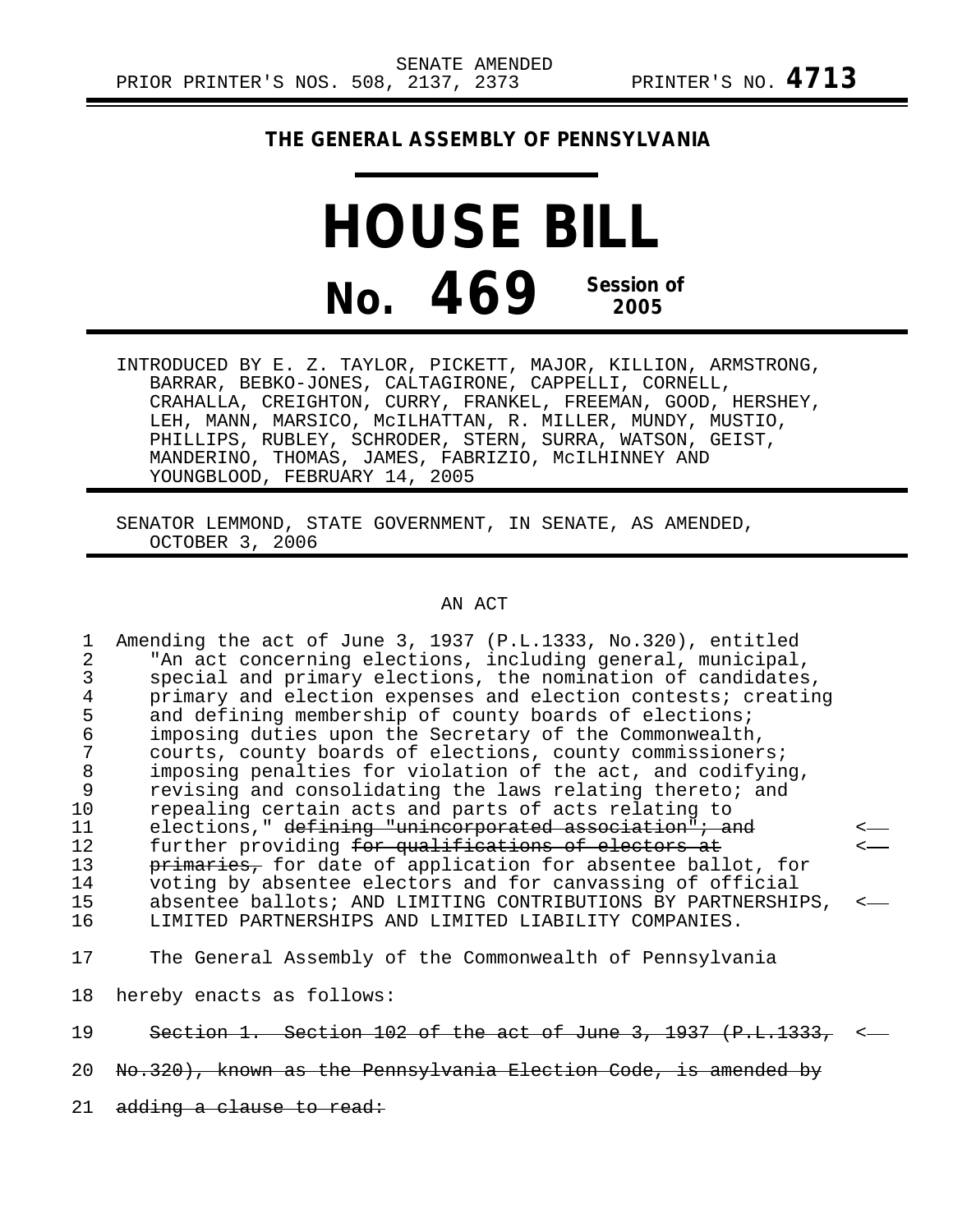SENATE AMENDED
PRIOR PRINTER'S NOS. 508, 2137, 2373 PRINTER'S NO. **4713**

**THE GENERAL ASSEMBLY OF PENNSYLVANIA**

# HOUSE BILL

# No. 469

**Session of 2005**

INTRODUCED BY E. Z. TAYLOR, PICKETT, MAJOR, KILLION, ARMSTRONG, BARRAR, BEBKO-JONES, CALTAGIRONE, CAPPELLI, CORNELL, CRAHALLA, CREIGHTON, CURRY, FRANKEL, FREEMAN, GOOD, HERSHEY, LEH, MANN, MARSICO, McILHATTAN, R. MILLER, MUNDY, MUSTIO, PHILLIPS, RUBLEY, SCHRODER, STERN, SURRA, WATSON, GEIST, MANDERINO, THOMAS, JAMES, FABRIZIO, McILHINNEY AND YOUNGBLOOD, FEBRUARY 14, 2005

SENATOR LEMMOND, STATE GOVERNMENT, IN SENATE, AS AMENDED, OCTOBER 3, 2006

AN ACT

Amending the act of June 3, 1937 (P.L.1333, No.320), entitled "An act concerning elections, including general, municipal, special and primary elections, the nomination of candidates, primary and election expenses and election contests; creating and defining membership of county boards of elections; imposing duties upon the Secretary of the Commonwealth, courts, county boards of elections, county commissioners; imposing penalties for violation of the act, and codifying, revising and consolidating the laws relating thereto; and repealing certain acts and parts of acts relating to elections," ~~defining "unincorporated association"; and~~ further providing ~~for qualifications of electors at primaries,~~ for date of application for absentee ballot, for voting by absentee electors and for canvassing of official absentee ballots; AND LIMITING CONTRIBUTIONS BY PARTNERSHIPS, LIMITED PARTNERSHIPS AND LIMITED LIABILITY COMPANIES.

The General Assembly of the Commonwealth of Pennsylvania hereby enacts as follows:

~~Section 1. Section 102 of the act of June 3, 1937 (P.L.1333, No.320), known as the Pennsylvania Election Code, is amended by adding a clause to read:~~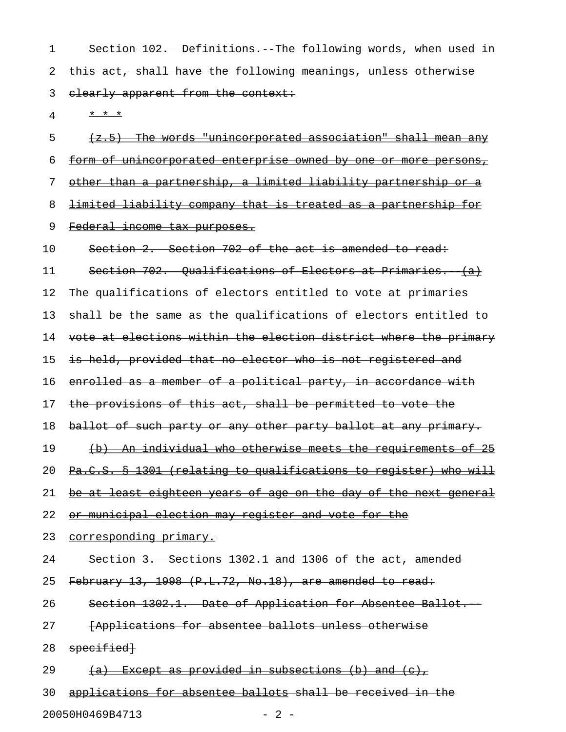Section 102. Definitions.--The following words, when used in this act, shall have the following meanings, unless otherwise clearly apparent from the context:

* * *

(z.5) The words "unincorporated association" shall mean any form of unincorporated enterprise owned by one or more persons, other than a partnership, a limited liability partnership or a limited liability company that is treated as a partnership for Federal income tax purposes.

Section 2. Section 702 of the act is amended to read:

Section 702. Qualifications of Electors at Primaries.--(a) The qualifications of electors entitled to vote at primaries shall be the same as the qualifications of electors entitled to vote at elections within the election district where the primary is held, provided that no elector who is not registered and enrolled as a member of a political party, in accordance with the provisions of this act, shall be permitted to vote the ballot of such party or any other party ballot at any primary.

(b) An individual who otherwise meets the requirements of 25 Pa.C.S. § 1301 (relating to qualifications to register) who will be at least eighteen years of age on the day of the next general or municipal election may register and vote for the corresponding primary.

Section 3. Sections 1302.1 and 1306 of the act, amended February 13, 1998 (P.L.72, No.18), are amended to read:

Section 1302.1. Date of Application for Absentee Ballot.--

[Applications for absentee ballots unless otherwise specified]

(a) Except as provided in subsections (b) and (c), applications for absentee ballots shall be received in the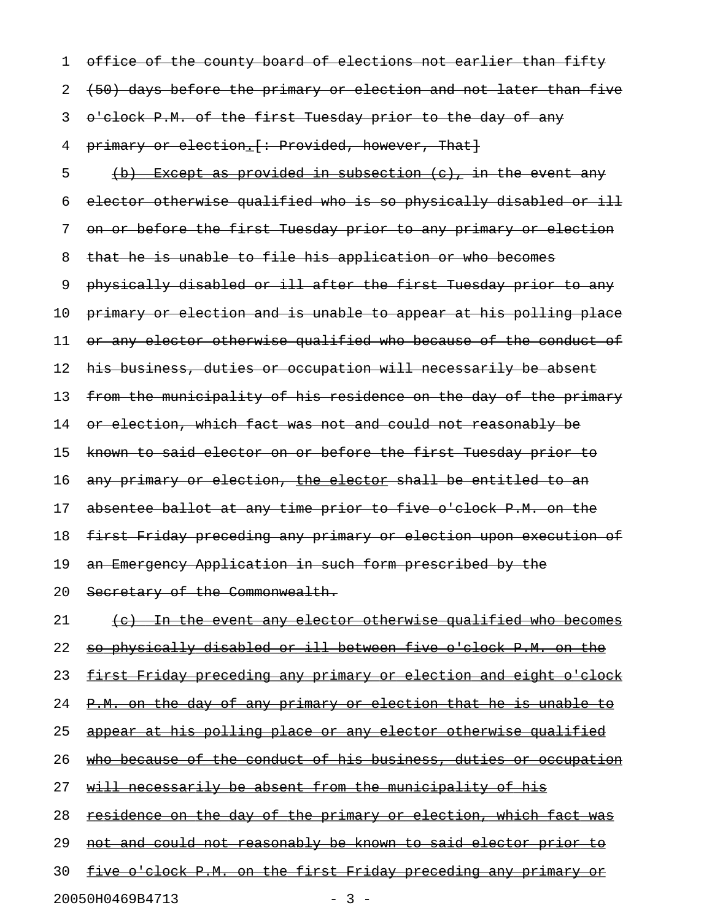office of the county board of elections not earlier than fifty (50) days before the primary or election and not later than five o'clock P.M. of the first Tuesday prior to the day of any primary or election.[: Provided, however, That]

(b) Except as provided in subsection (c), in the event any elector otherwise qualified who is so physically disabled or ill on or before the first Tuesday prior to any primary or election that he is unable to file his application or who becomes physically disabled or ill after the first Tuesday prior to any primary or election and is unable to appear at his polling place or any elector otherwise qualified who because of the conduct of his business, duties or occupation will necessarily be absent from the municipality of his residence on the day of the primary or election, which fact was not and could not reasonably be known to said elector on or before the first Tuesday prior to any primary or election, the elector shall be entitled to an absentee ballot at any time prior to five o'clock P.M. on the first Friday preceding any primary or election upon execution of an Emergency Application in such form prescribed by the Secretary of the Commonwealth.

(c) In the event any elector otherwise qualified who becomes so physically disabled or ill between five o'clock P.M. on the first Friday preceding any primary or election and eight o'clock P.M. on the day of any primary or election that he is unable to appear at his polling place or any elector otherwise qualified who because of the conduct of his business, duties or occupation will necessarily be absent from the municipality of his residence on the day of the primary or election, which fact was not and could not reasonably be known to said elector prior to five o'clock P.M. on the first Friday preceding any primary or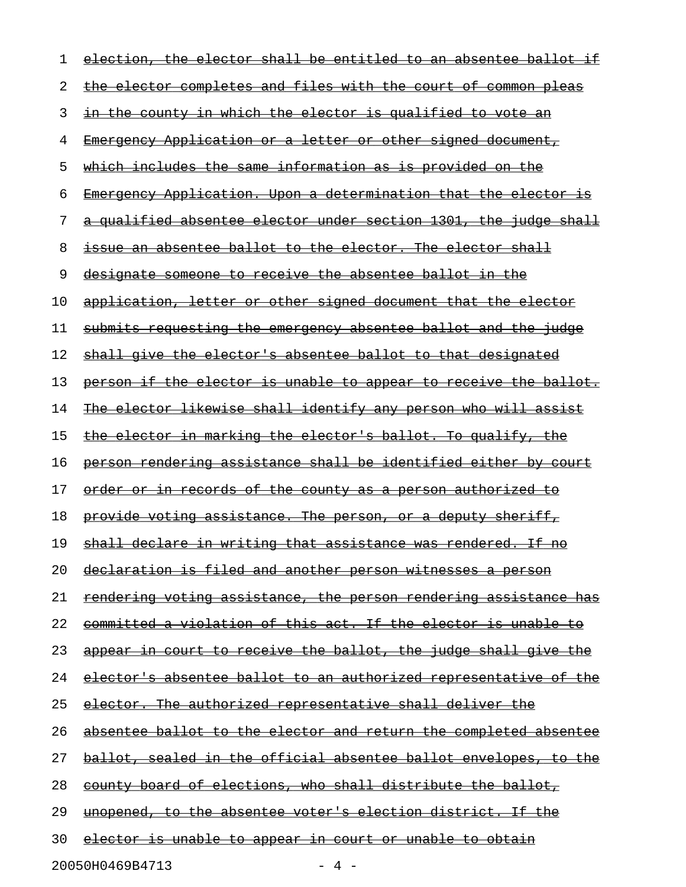~~election, the elector shall be entitled to an absentee ballot if the elector completes and files with the court of common pleas in the county in which the elector is qualified to vote an Emergency Application or a letter or other signed document, which includes the same information as is provided on the Emergency Application. Upon a determination that the elector is a qualified absentee elector under section 1301, the judge shall issue an absentee ballot to the elector. The elector shall designate someone to receive the absentee ballot in the application, letter or other signed document that the elector submits requesting the emergency absentee ballot and the judge shall give the elector's absentee ballot to that designated person if the elector is unable to appear to receive the ballot. The elector likewise shall identify any person who will assist the elector in marking the elector's ballot. To qualify, the person rendering assistance shall be identified either by court order or in records of the county as a person authorized to provide voting assistance. The person, or a deputy sheriff, shall declare in writing that assistance was rendered. If no declaration is filed and another person witnesses a person rendering voting assistance, the person rendering assistance has committed a violation of this act. If the elector is unable to appear in court to receive the ballot, the judge shall give the elector's absentee ballot to an authorized representative of the elector. The authorized representative shall deliver the absentee ballot to the elector and return the completed absentee ballot, sealed in the official absentee ballot envelopes, to the county board of elections, who shall distribute the ballot, unopened, to the absentee voter's election district. If the elector is unable to appear in court or unable to obtain~~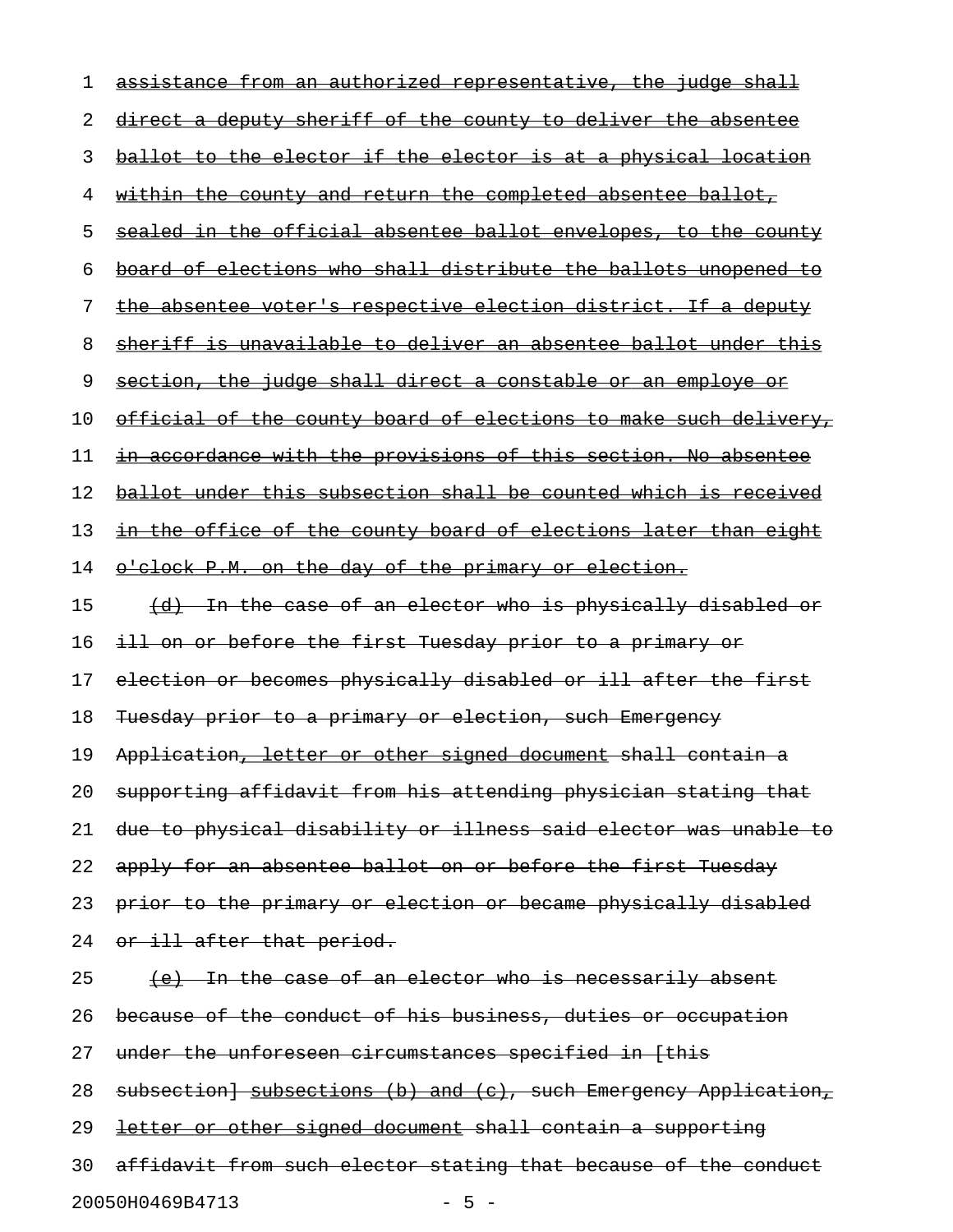assistance from an authorized representative, the judge shall direct a deputy sheriff of the county to deliver the absentee ballot to the elector if the elector is at a physical location within the county and return the completed absentee ballot, sealed in the official absentee ballot envelopes, to the county board of elections who shall distribute the ballots unopened to the absentee voter's respective election district. If a deputy sheriff is unavailable to deliver an absentee ballot under this section, the judge shall direct a constable or an employe or official of the county board of elections to make such delivery, in accordance with the provisions of this section. No absentee ballot under this subsection shall be counted which is received in the office of the county board of elections later than eight o'clock P.M. on the day of the primary or election.

(d) In the case of an elector who is physically disabled or ill on or before the first Tuesday prior to a primary or election or becomes physically disabled or ill after the first Tuesday prior to a primary or election, such Emergency Application, letter or other signed document shall contain a supporting affidavit from his attending physician stating that due to physical disability or illness said elector was unable to apply for an absentee ballot on or before the first Tuesday prior to the primary or election or became physically disabled or ill after that period.

(e) In the case of an elector who is necessarily absent because of the conduct of his business, duties or occupation under the unforeseen circumstances specified in [this subsection] subsections (b) and (c), such Emergency Application, letter or other signed document shall contain a supporting affidavit from such elector stating that because of the conduct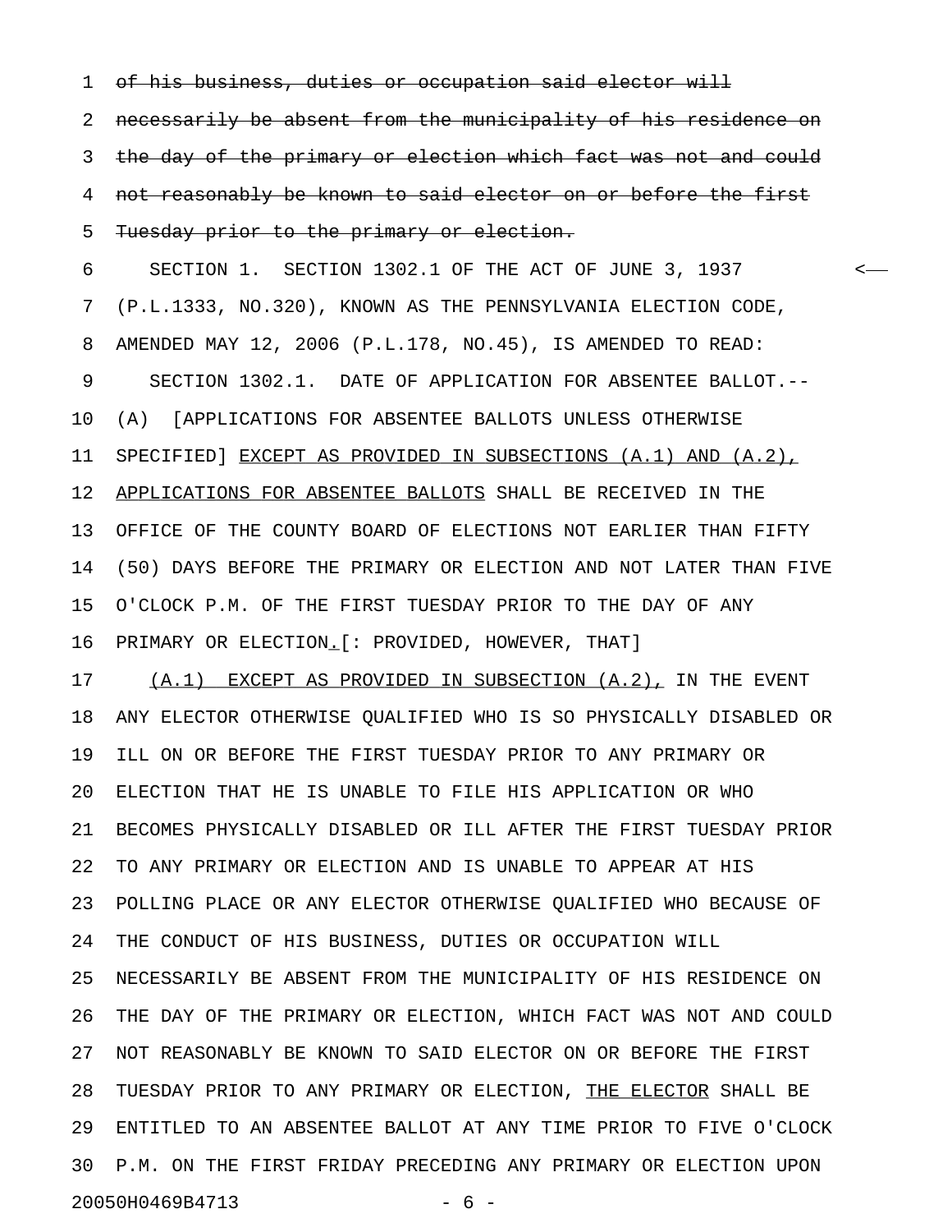~~of his business, duties or occupation said elector will necessarily be absent from the municipality of his residence on the day of the primary or election which fact was not and could not reasonably be known to said elector on or before the first Tuesday prior to the primary or election.~~

SECTION 1. SECTION 1302.1 OF THE ACT OF JUNE 3, 1937 (P.L.1333, NO.320), KNOWN AS THE PENNSYLVANIA ELECTION CODE, AMENDED MAY 12, 2006 (P.L.178, NO.45), IS AMENDED TO READ:

SECTION 1302.1. DATE OF APPLICATION FOR ABSENTEE BALLOT.--(A) [APPLICATIONS FOR ABSENTEE BALLOTS UNLESS OTHERWISE SPECIFIED] <u>EXCEPT AS PROVIDED IN SUBSECTIONS (A.1) AND (A.2), APPLICATIONS FOR ABSENTEE BALLOTS</u> SHALL BE RECEIVED IN THE OFFICE OF THE COUNTY BOARD OF ELECTIONS NOT EARLIER THAN FIFTY (50) DAYS BEFORE THE PRIMARY OR ELECTION AND NOT LATER THAN FIVE O'CLOCK P.M. OF THE FIRST TUESDAY PRIOR TO THE DAY OF ANY PRIMARY OR ELECTION<u>.</u>[: PROVIDED, HOWEVER, THAT]

<u>(A.1) EXCEPT AS PROVIDED IN SUBSECTION (A.2),</u> IN THE EVENT ANY ELECTOR OTHERWISE QUALIFIED WHO IS SO PHYSICALLY DISABLED OR ILL ON OR BEFORE THE FIRST TUESDAY PRIOR TO ANY PRIMARY OR ELECTION THAT HE IS UNABLE TO FILE HIS APPLICATION OR WHO BECOMES PHYSICALLY DISABLED OR ILL AFTER THE FIRST TUESDAY PRIOR TO ANY PRIMARY OR ELECTION AND IS UNABLE TO APPEAR AT HIS POLLING PLACE OR ANY ELECTOR OTHERWISE QUALIFIED WHO BECAUSE OF THE CONDUCT OF HIS BUSINESS, DUTIES OR OCCUPATION WILL NECESSARILY BE ABSENT FROM THE MUNICIPALITY OF HIS RESIDENCE ON THE DAY OF THE PRIMARY OR ELECTION, WHICH FACT WAS NOT AND COULD NOT REASONABLY BE KNOWN TO SAID ELECTOR ON OR BEFORE THE FIRST TUESDAY PRIOR TO ANY PRIMARY OR ELECTION, <u>THE ELECTOR</u> SHALL BE ENTITLED TO AN ABSENTEE BALLOT AT ANY TIME PRIOR TO FIVE O'CLOCK P.M. ON THE FIRST FRIDAY PRECEDING ANY PRIMARY OR ELECTION UPON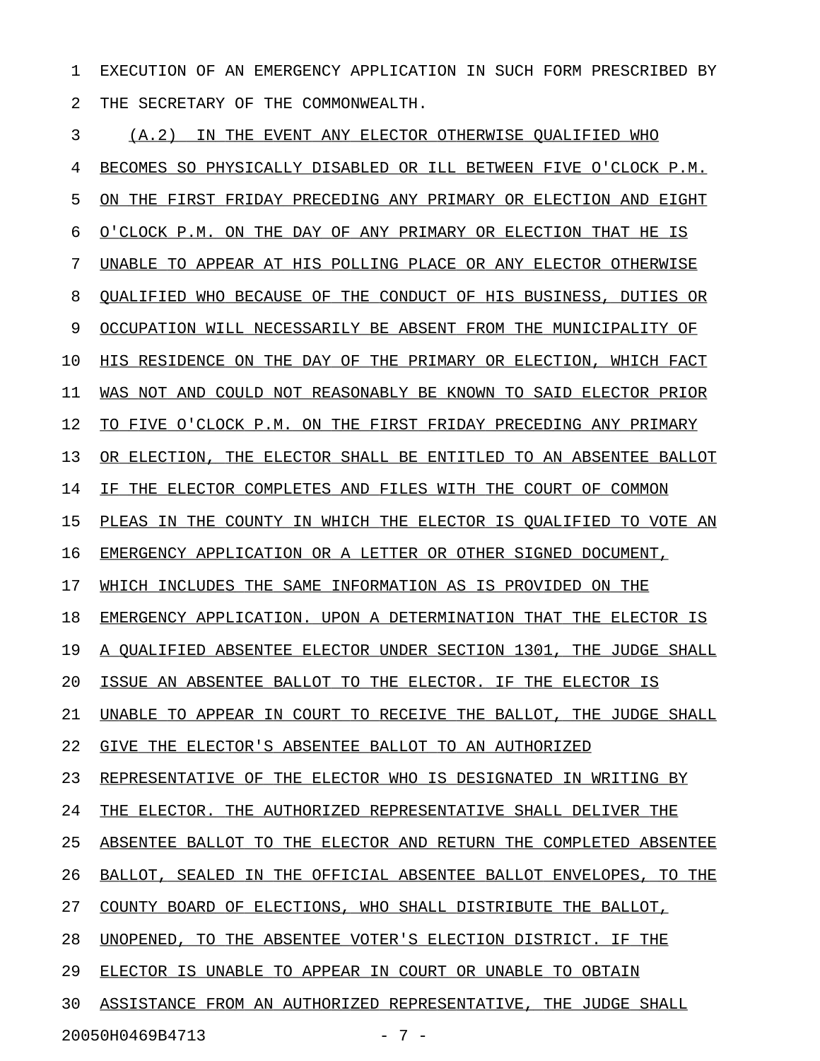EXECUTION OF AN EMERGENCY APPLICATION IN SUCH FORM PRESCRIBED BY THE SECRETARY OF THE COMMONWEALTH.

<u>(A.2) IN THE EVENT ANY ELECTOR OTHERWISE QUALIFIED WHO BECOMES SO PHYSICALLY DISABLED OR ILL BETWEEN FIVE O'CLOCK P.M. ON THE FIRST FRIDAY PRECEDING ANY PRIMARY OR ELECTION AND EIGHT O'CLOCK P.M. ON THE DAY OF ANY PRIMARY OR ELECTION THAT HE IS UNABLE TO APPEAR AT HIS POLLING PLACE OR ANY ELECTOR OTHERWISE QUALIFIED WHO BECAUSE OF THE CONDUCT OF HIS BUSINESS, DUTIES OR OCCUPATION WILL NECESSARILY BE ABSENT FROM THE MUNICIPALITY OF HIS RESIDENCE ON THE DAY OF THE PRIMARY OR ELECTION, WHICH FACT WAS NOT AND COULD NOT REASONABLY BE KNOWN TO SAID ELECTOR PRIOR TO FIVE O'CLOCK P.M. ON THE FIRST FRIDAY PRECEDING ANY PRIMARY OR ELECTION, THE ELECTOR SHALL BE ENTITLED TO AN ABSENTEE BALLOT IF THE ELECTOR COMPLETES AND FILES WITH THE COURT OF COMMON PLEAS IN THE COUNTY IN WHICH THE ELECTOR IS QUALIFIED TO VOTE AN EMERGENCY APPLICATION OR A LETTER OR OTHER SIGNED DOCUMENT, WHICH INCLUDES THE SAME INFORMATION AS IS PROVIDED ON THE EMERGENCY APPLICATION. UPON A DETERMINATION THAT THE ELECTOR IS A QUALIFIED ABSENTEE ELECTOR UNDER SECTION 1301, THE JUDGE SHALL ISSUE AN ABSENTEE BALLOT TO THE ELECTOR. IF THE ELECTOR IS UNABLE TO APPEAR IN COURT TO RECEIVE THE BALLOT, THE JUDGE SHALL GIVE THE ELECTOR'S ABSENTEE BALLOT TO AN AUTHORIZED REPRESENTATIVE OF THE ELECTOR WHO IS DESIGNATED IN WRITING BY THE ELECTOR. THE AUTHORIZED REPRESENTATIVE SHALL DELIVER THE ABSENTEE BALLOT TO THE ELECTOR AND RETURN THE COMPLETED ABSENTEE BALLOT, SEALED IN THE OFFICIAL ABSENTEE BALLOT ENVELOPES, TO THE COUNTY BOARD OF ELECTIONS, WHO SHALL DISTRIBUTE THE BALLOT, UNOPENED, TO THE ABSENTEE VOTER'S ELECTION DISTRICT. IF THE ELECTOR IS UNABLE TO APPEAR IN COURT OR UNABLE TO OBTAIN ASSISTANCE FROM AN AUTHORIZED REPRESENTATIVE, THE JUDGE SHALL</u>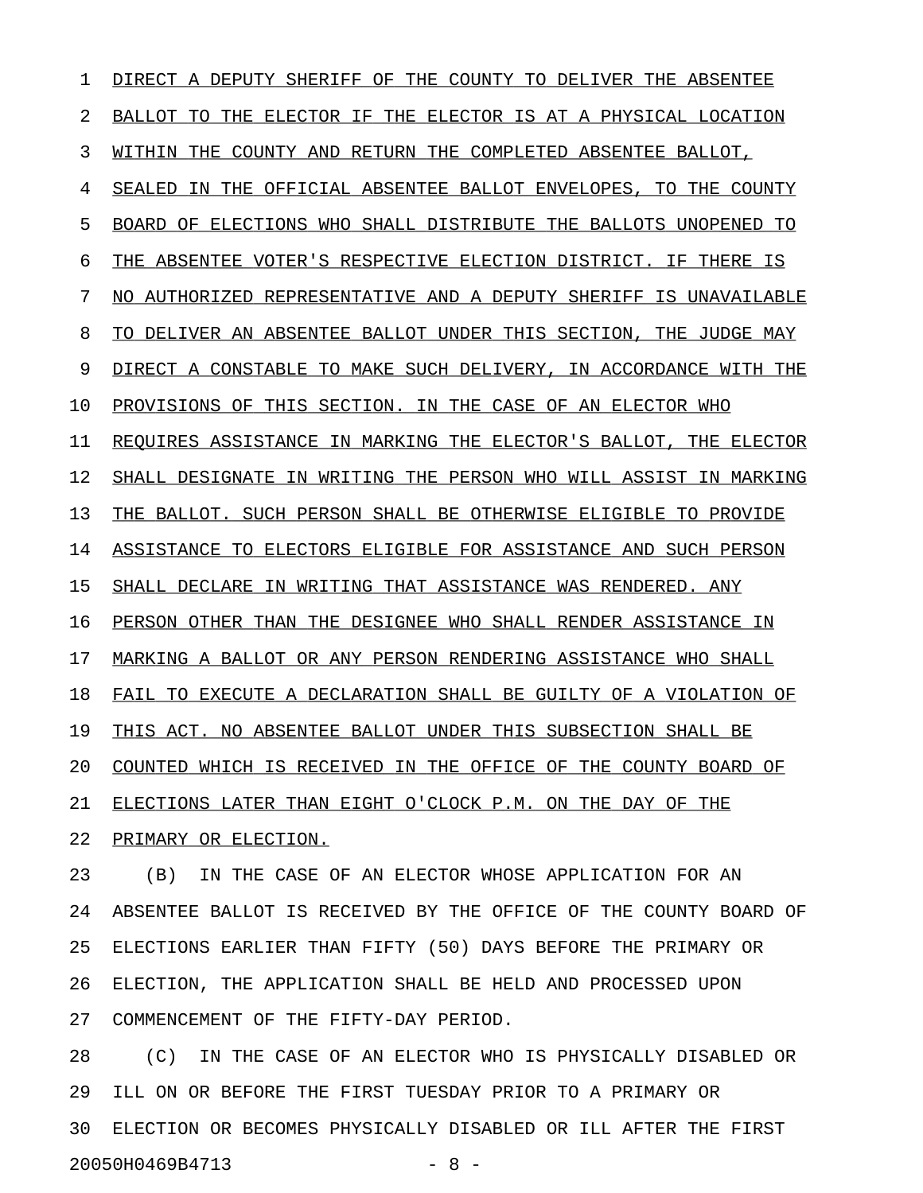DIRECT A DEPUTY SHERIFF OF THE COUNTY TO DELIVER THE ABSENTEE BALLOT TO THE ELECTOR IF THE ELECTOR IS AT A PHYSICAL LOCATION WITHIN THE COUNTY AND RETURN THE COMPLETED ABSENTEE BALLOT, SEALED IN THE OFFICIAL ABSENTEE BALLOT ENVELOPES, TO THE COUNTY BOARD OF ELECTIONS WHO SHALL DISTRIBUTE THE BALLOTS UNOPENED TO THE ABSENTEE VOTER'S RESPECTIVE ELECTION DISTRICT. IF THERE IS NO AUTHORIZED REPRESENTATIVE AND A DEPUTY SHERIFF IS UNAVAILABLE TO DELIVER AN ABSENTEE BALLOT UNDER THIS SECTION, THE JUDGE MAY DIRECT A CONSTABLE TO MAKE SUCH DELIVERY, IN ACCORDANCE WITH THE PROVISIONS OF THIS SECTION. IN THE CASE OF AN ELECTOR WHO REQUIRES ASSISTANCE IN MARKING THE ELECTOR'S BALLOT, THE ELECTOR SHALL DESIGNATE IN WRITING THE PERSON WHO WILL ASSIST IN MARKING THE BALLOT. SUCH PERSON SHALL BE OTHERWISE ELIGIBLE TO PROVIDE ASSISTANCE TO ELECTORS ELIGIBLE FOR ASSISTANCE AND SUCH PERSON SHALL DECLARE IN WRITING THAT ASSISTANCE WAS RENDERED. ANY PERSON OTHER THAN THE DESIGNEE WHO SHALL RENDER ASSISTANCE IN MARKING A BALLOT OR ANY PERSON RENDERING ASSISTANCE WHO SHALL FAIL TO EXECUTE A DECLARATION SHALL BE GUILTY OF A VIOLATION OF THIS ACT. NO ABSENTEE BALLOT UNDER THIS SUBSECTION SHALL BE COUNTED WHICH IS RECEIVED IN THE OFFICE OF THE COUNTY BOARD OF ELECTIONS LATER THAN EIGHT O'CLOCK P.M. ON THE DAY OF THE PRIMARY OR ELECTION.

(B) IN THE CASE OF AN ELECTOR WHOSE APPLICATION FOR AN ABSENTEE BALLOT IS RECEIVED BY THE OFFICE OF THE COUNTY BOARD OF ELECTIONS EARLIER THAN FIFTY (50) DAYS BEFORE THE PRIMARY OR ELECTION, THE APPLICATION SHALL BE HELD AND PROCESSED UPON COMMENCEMENT OF THE FIFTY-DAY PERIOD.

(C) IN THE CASE OF AN ELECTOR WHO IS PHYSICALLY DISABLED OR ILL ON OR BEFORE THE FIRST TUESDAY PRIOR TO A PRIMARY OR ELECTION OR BECOMES PHYSICALLY DISABLED OR ILL AFTER THE FIRST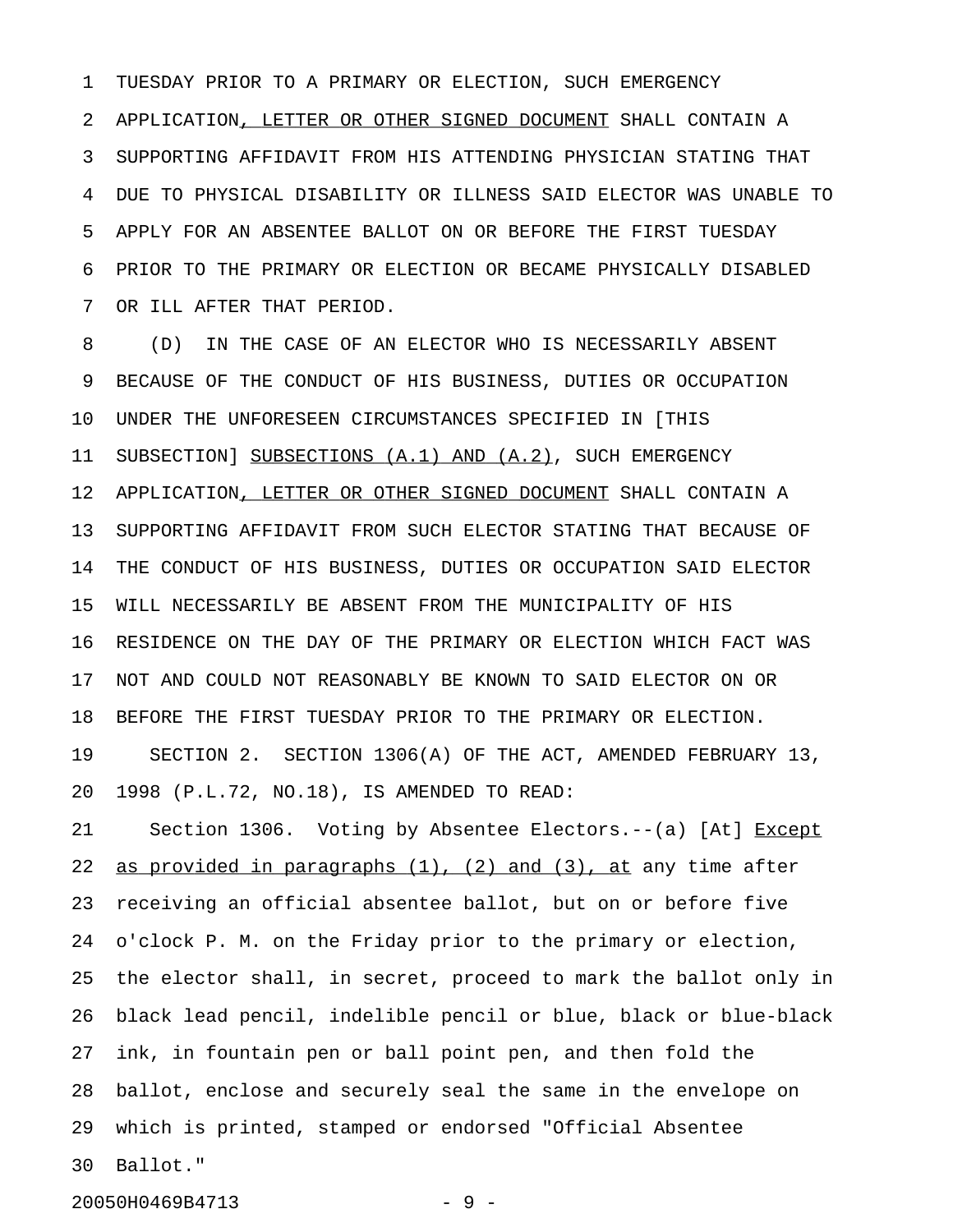TUESDAY PRIOR TO A PRIMARY OR ELECTION, SUCH EMERGENCY APPLICATION, LETTER OR OTHER SIGNED DOCUMENT SHALL CONTAIN A SUPPORTING AFFIDAVIT FROM HIS ATTENDING PHYSICIAN STATING THAT DUE TO PHYSICAL DISABILITY OR ILLNESS SAID ELECTOR WAS UNABLE TO APPLY FOR AN ABSENTEE BALLOT ON OR BEFORE THE FIRST TUESDAY PRIOR TO THE PRIMARY OR ELECTION OR BECAME PHYSICALLY DISABLED OR ILL AFTER THAT PERIOD.

(D) IN THE CASE OF AN ELECTOR WHO IS NECESSARILY ABSENT BECAUSE OF THE CONDUCT OF HIS BUSINESS, DUTIES OR OCCUPATION UNDER THE UNFORESEEN CIRCUMSTANCES SPECIFIED IN [THIS SUBSECTION] SUBSECTIONS (A.1) AND (A.2), SUCH EMERGENCY APPLICATION, LETTER OR OTHER SIGNED DOCUMENT SHALL CONTAIN A SUPPORTING AFFIDAVIT FROM SUCH ELECTOR STATING THAT BECAUSE OF THE CONDUCT OF HIS BUSINESS, DUTIES OR OCCUPATION SAID ELECTOR WILL NECESSARILY BE ABSENT FROM THE MUNICIPALITY OF HIS RESIDENCE ON THE DAY OF THE PRIMARY OR ELECTION WHICH FACT WAS NOT AND COULD NOT REASONABLY BE KNOWN TO SAID ELECTOR ON OR BEFORE THE FIRST TUESDAY PRIOR TO THE PRIMARY OR ELECTION.

SECTION 2. SECTION 1306(A) OF THE ACT, AMENDED FEBRUARY 13, 1998 (P.L.72, NO.18), IS AMENDED TO READ:

Section 1306. Voting by Absentee Electors.--(a) [At] Except as provided in paragraphs (1), (2) and (3), at any time after receiving an official absentee ballot, but on or before five o'clock P. M. on the Friday prior to the primary or election, the elector shall, in secret, proceed to mark the ballot only in black lead pencil, indelible pencil or blue, black or blue-black ink, in fountain pen or ball point pen, and then fold the ballot, enclose and securely seal the same in the envelope on which is printed, stamped or endorsed "Official Absentee Ballot."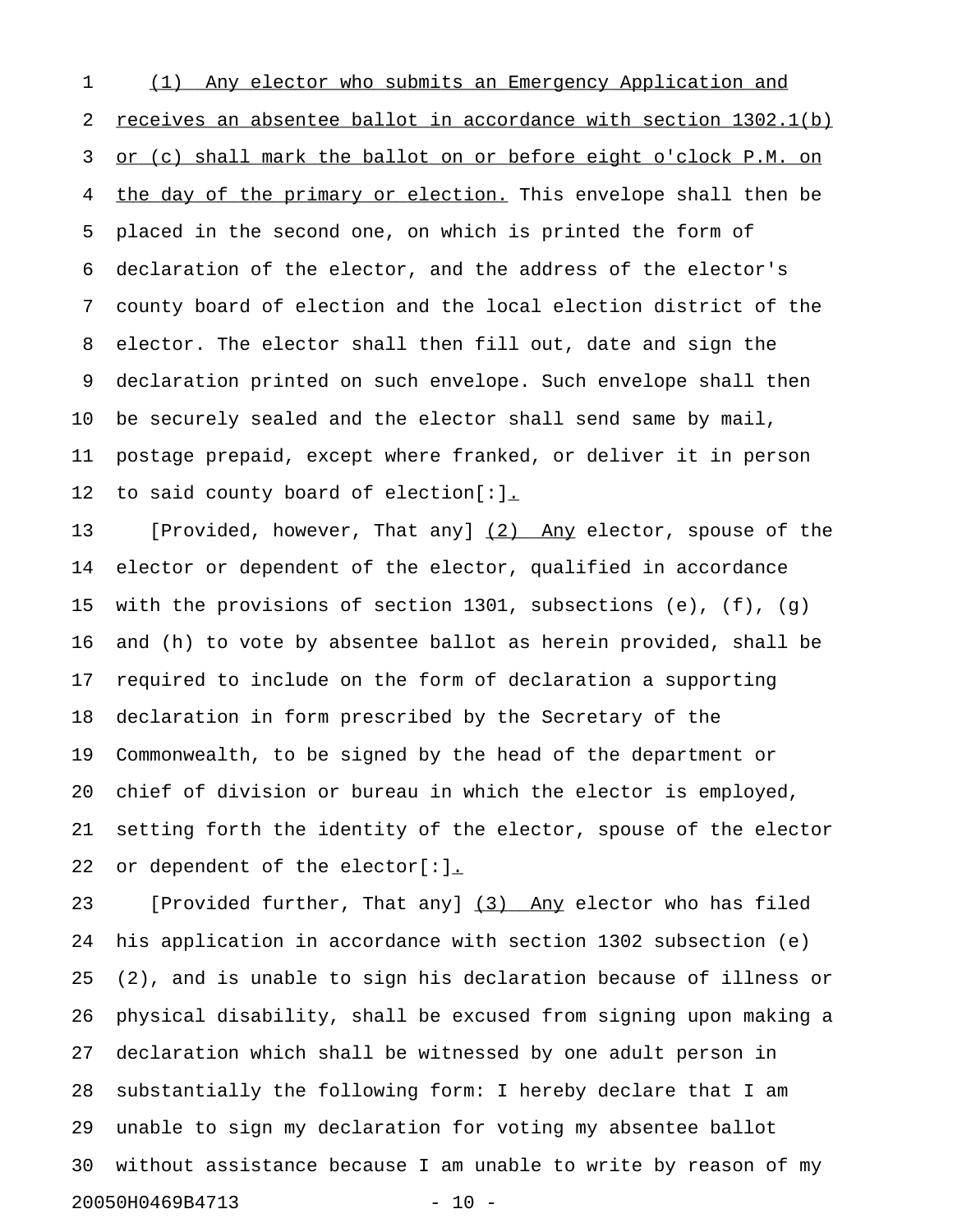(1) Any elector who submits an Emergency Application and receives an absentee ballot in accordance with section 1302.1(b) or (c) shall mark the ballot on or before eight o'clock P.M. on the day of the primary or election. This envelope shall then be placed in the second one, on which is printed the form of declaration of the elector, and the address of the elector's county board of election and the local election district of the elector. The elector shall then fill out, date and sign the declaration printed on such envelope. Such envelope shall then be securely sealed and the elector shall send same by mail, postage prepaid, except where franked, or deliver it in person to said county board of election[:].

[Provided, however, That any] (2) Any elector, spouse of the elector or dependent of the elector, qualified in accordance with the provisions of section 1301, subsections (e), (f), (g) and (h) to vote by absentee ballot as herein provided, shall be required to include on the form of declaration a supporting declaration in form prescribed by the Secretary of the Commonwealth, to be signed by the head of the department or chief of division or bureau in which the elector is employed, setting forth the identity of the elector, spouse of the elector or dependent of the elector[:].

[Provided further, That any] (3) Any elector who has filed his application in accordance with section 1302 subsection (e) (2), and is unable to sign his declaration because of illness or physical disability, shall be excused from signing upon making a declaration which shall be witnessed by one adult person in substantially the following form: I hereby declare that I am unable to sign my declaration for voting my absentee ballot without assistance because I am unable to write by reason of my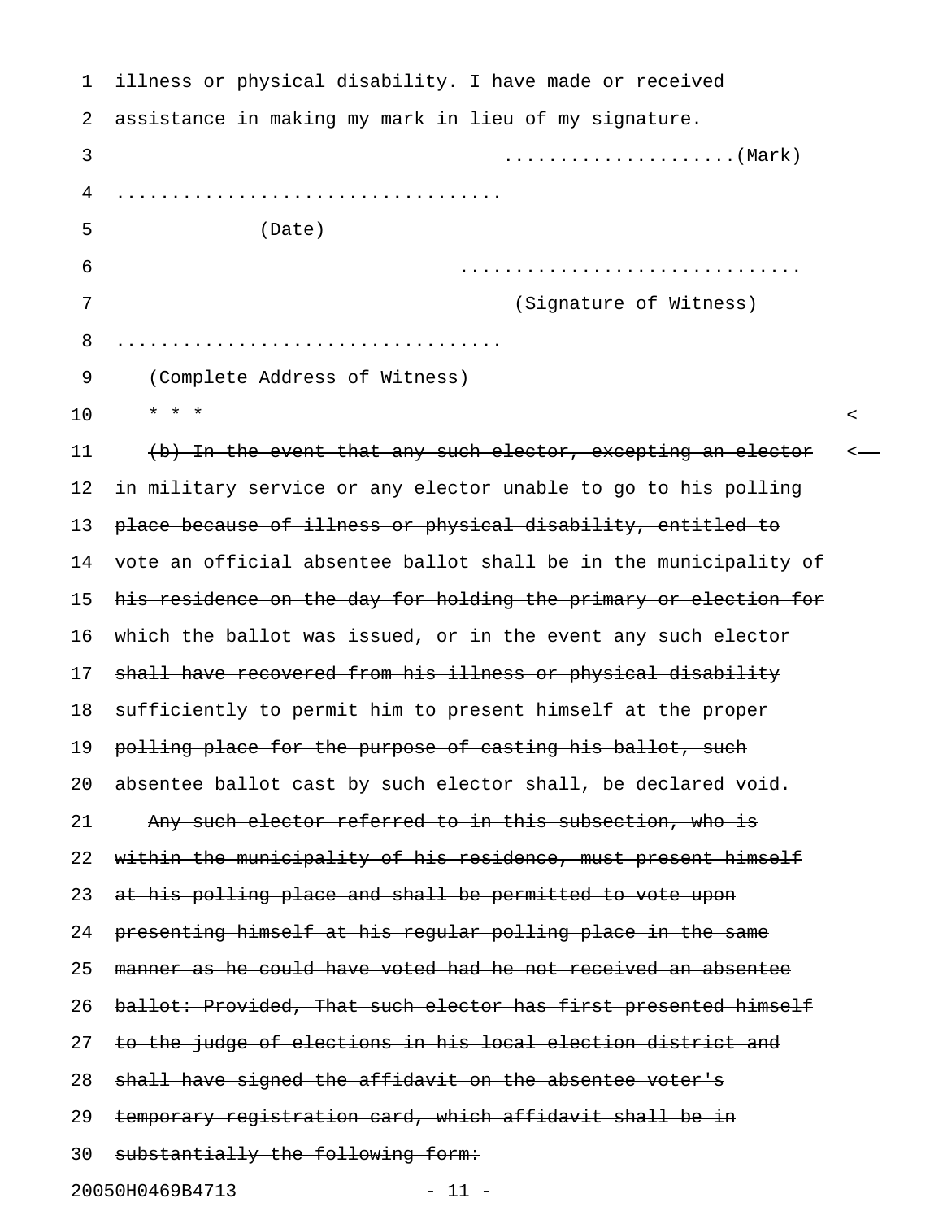illness or physical disability. I have made or received assistance in making my mark in lieu of my signature.

....................(Mark)

..................................

(Date)

..............................

(Signature of Witness)

..................................

(Complete Address of Witness)

\* \* \*

~~(b) In the event that any such elector, excepting an elector in military service or any elector unable to go to his polling place because of illness or physical disability, entitled to vote an official absentee ballot shall be in the municipality of his residence on the day for holding the primary or election for which the ballot was issued, or in the event any such elector shall have recovered from his illness or physical disability sufficiently to permit him to present himself at the proper polling place for the purpose of casting his ballot, such absentee ballot cast by such elector shall, be declared void.~~

~~Any such elector referred to in this subsection, who is within the municipality of his residence, must present himself at his polling place and shall be permitted to vote upon presenting himself at his regular polling place in the same manner as he could have voted had he not received an absentee ballot: Provided, That such elector has first presented himself to the judge of elections in his local election district and shall have signed the affidavit on the absentee voter's temporary registration card, which affidavit shall be in substantially the following form:~~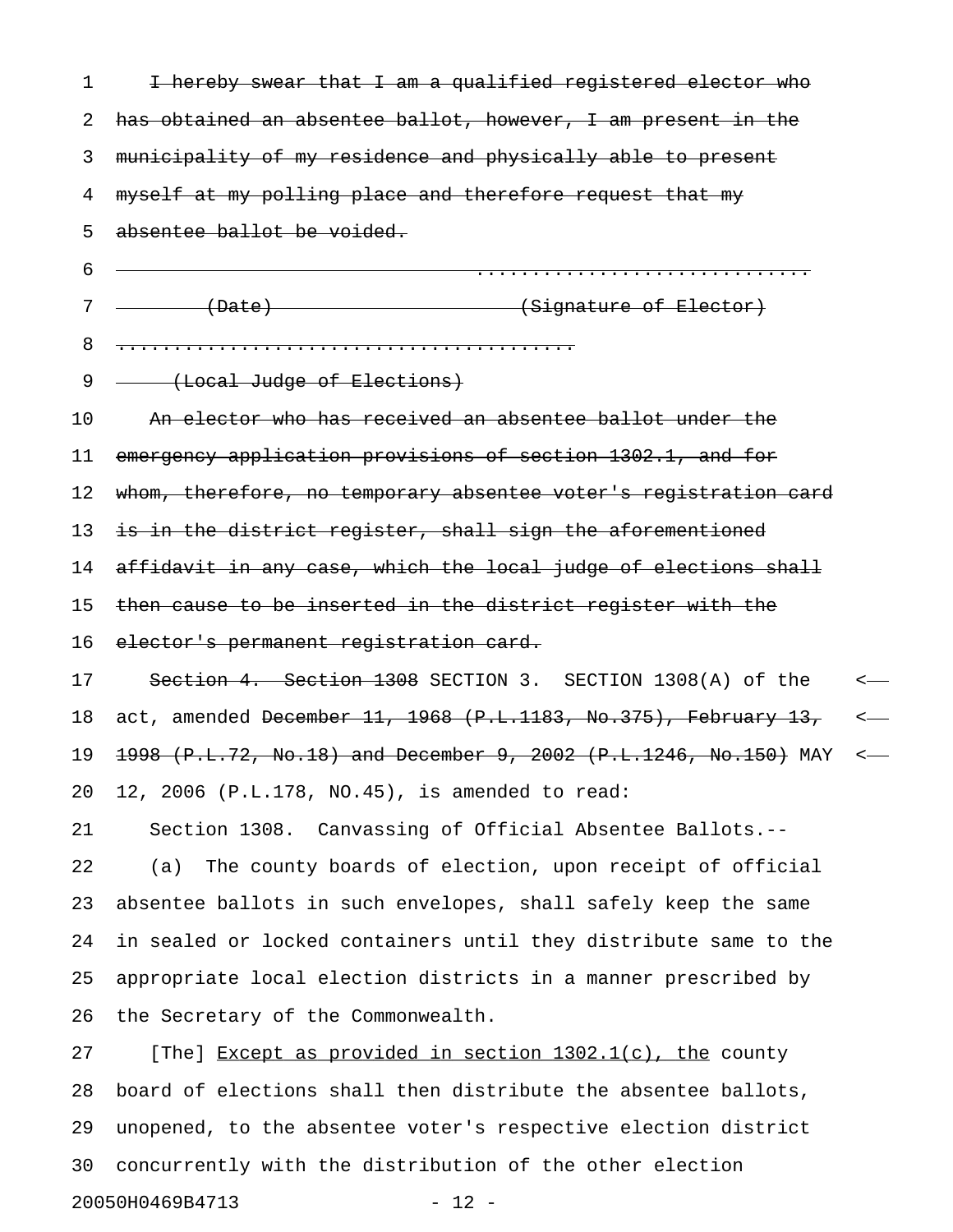~~I hereby swear that I am a qualified registered elector who has obtained an absentee ballot, however, I am present in the municipality of my residence and physically able to present myself at my polling place and therefore request that my absentee ballot be voided.~~

~~.............................~~

~~(Date) (Signature of Elector)~~

~~.........................................~~

~~(Local Judge of Elections)~~

~~An elector who has received an absentee ballot under the emergency application provisions of section 1302.1, and for whom, therefore, no temporary absentee voter's registration card is in the district register, shall sign the aforementioned affidavit in any case, which the local judge of elections shall then cause to be inserted in the district register with the elector's permanent registration card.~~

~~Section 4. Section 1308~~ SECTION 3. SECTION 1308(A) of the act, amended ~~December 11, 1968 (P.L.1183, No.375), February 13, 1998 (P.L.72, No.18) and December 9, 2002 (P.L.1246, No.150)~~ MAY 12, 2006 (P.L.178, NO.45), is amended to read:

Section 1308. Canvassing of Official Absentee Ballots.--

(a) The county boards of election, upon receipt of official absentee ballots in such envelopes, shall safely keep the same in sealed or locked containers until they distribute same to the appropriate local election districts in a manner prescribed by the Secretary of the Commonwealth.

[The] <u>Except as provided in section 1302.1(c), the</u> county board of elections shall then distribute the absentee ballots, unopened, to the absentee voter's respective election district concurrently with the distribution of the other election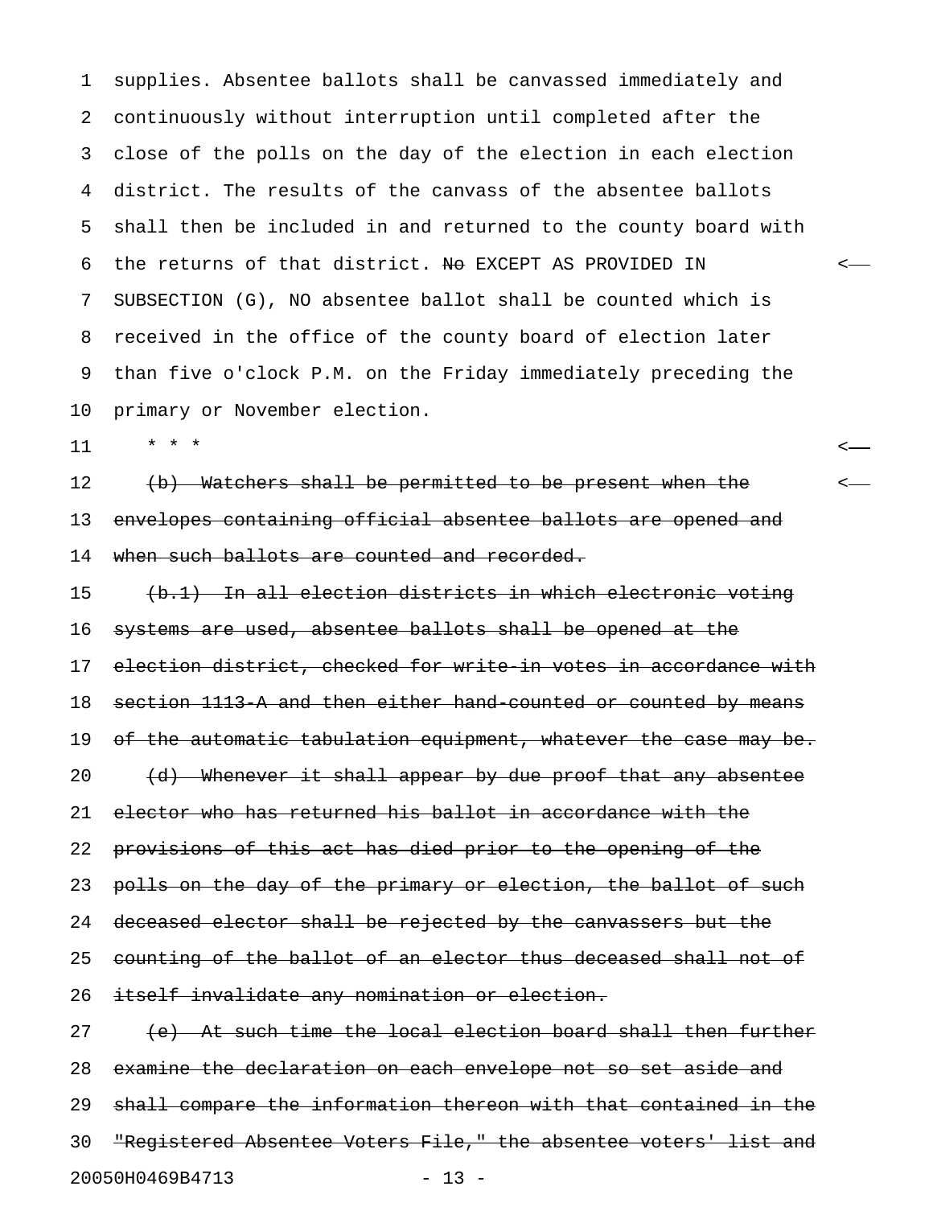supplies. Absentee ballots shall be canvassed immediately and continuously without interruption until completed after the close of the polls on the day of the election in each election district. The results of the canvass of the absentee ballots shall then be included in and returned to the county board with the returns of that district. ~~No~~ EXCEPT AS PROVIDED IN SUBSECTION (G), NO absentee ballot shall be counted which is received in the office of the county board of election later than five o'clock P.M. on the Friday immediately preceding the primary or November election.

\* \* \*

~~(b) Watchers shall be permitted to be present when the envelopes containing official absentee ballots are opened and when such ballots are counted and recorded.~~

~~(b.1) In all election districts in which electronic voting systems are used, absentee ballots shall be opened at the election district, checked for write-in votes in accordance with section 1113-A and then either hand-counted or counted by means of the automatic tabulation equipment, whatever the case may be.~~

~~(d) Whenever it shall appear by due proof that any absentee elector who has returned his ballot in accordance with the provisions of this act has died prior to the opening of the polls on the day of the primary or election, the ballot of such deceased elector shall be rejected by the canvassers but the counting of the ballot of an elector thus deceased shall not of itself invalidate any nomination or election.~~

~~(e) At such time the local election board shall then further examine the declaration on each envelope not so set aside and shall compare the information thereon with that contained in the "Registered Absentee Voters File," the absentee voters' list and~~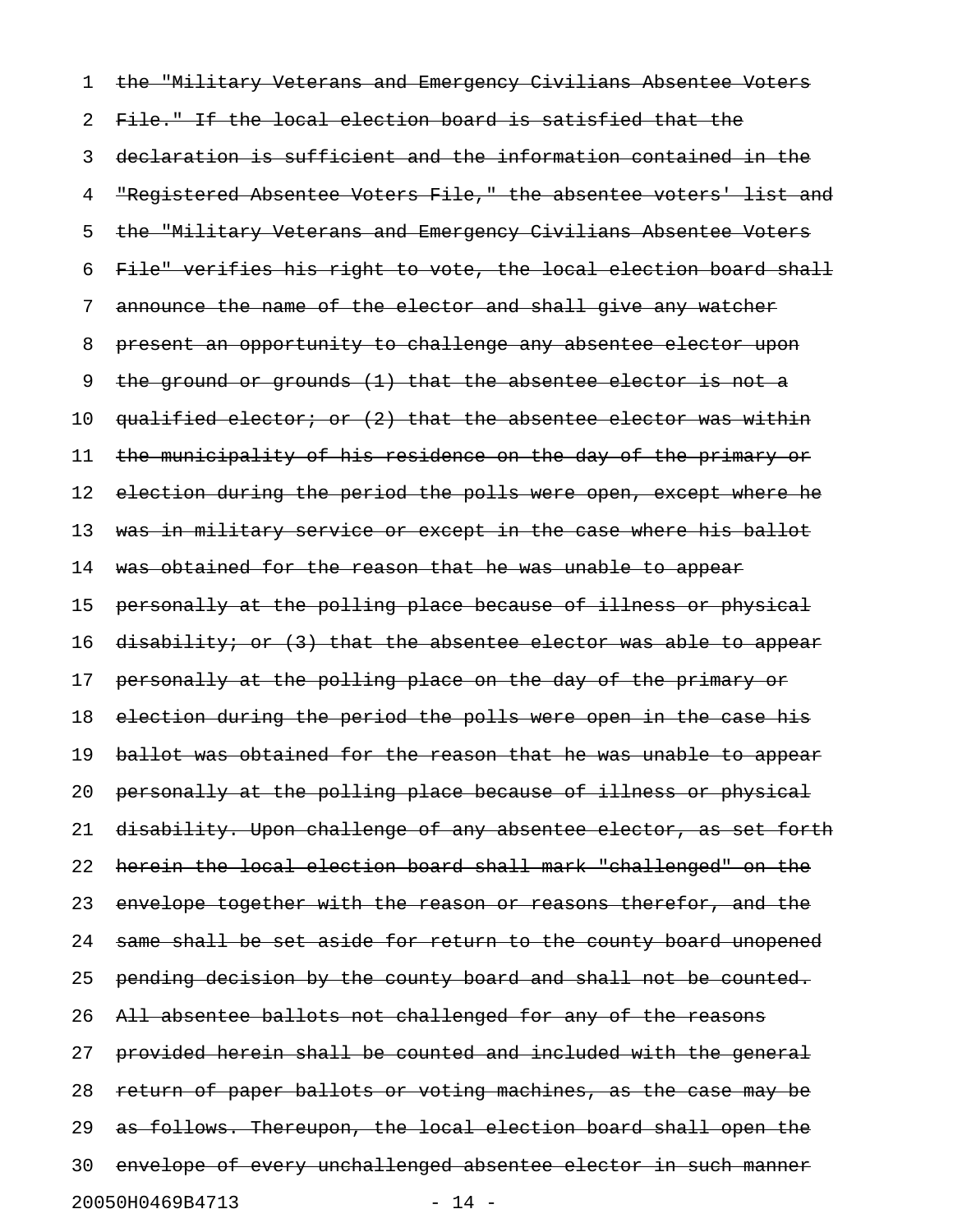~~the "Military Veterans and Emergency Civilians Absentee Voters File." If the local election board is satisfied that the declaration is sufficient and the information contained in the "Registered Absentee Voters File," the absentee voters' list and the "Military Veterans and Emergency Civilians Absentee Voters File" verifies his right to vote, the local election board shall announce the name of the elector and shall give any watcher present an opportunity to challenge any absentee elector upon the ground or grounds (1) that the absentee elector is not a qualified elector; or (2) that the absentee elector was within the municipality of his residence on the day of the primary or election during the period the polls were open, except where he was in military service or except in the case where his ballot was obtained for the reason that he was unable to appear personally at the polling place because of illness or physical disability; or (3) that the absentee elector was able to appear personally at the polling place on the day of the primary or election during the period the polls were open in the case his ballot was obtained for the reason that he was unable to appear personally at the polling place because of illness or physical disability. Upon challenge of any absentee elector, as set forth herein the local election board shall mark "challenged" on the envelope together with the reason or reasons therefor, and the same shall be set aside for return to the county board unopened pending decision by the county board and shall not be counted. All absentee ballots not challenged for any of the reasons provided herein shall be counted and included with the general return of paper ballots or voting machines, as the case may be as follows. Thereupon, the local election board shall open the envelope of every unchallenged absentee elector in such manner~~

20050H0469B4713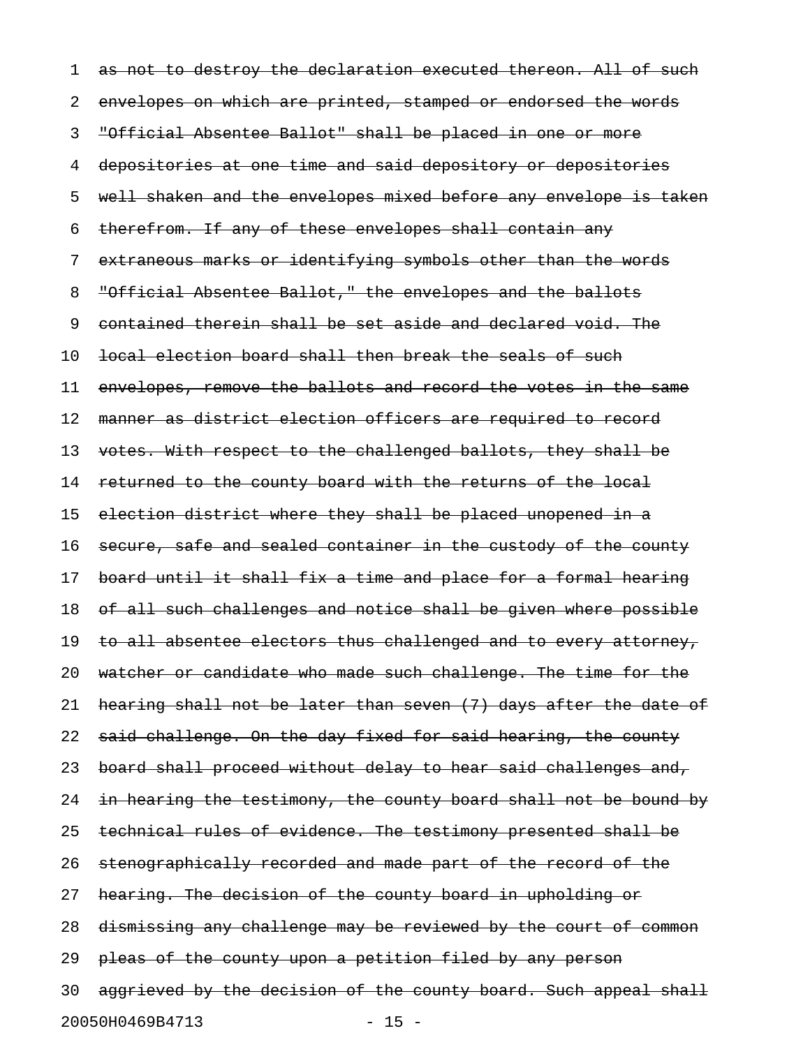~~as not to destroy the declaration executed thereon. All of such envelopes on which are printed, stamped or endorsed the words "Official Absentee Ballot" shall be placed in one or more depositories at one time and said depository or depositories well shaken and the envelopes mixed before any envelope is taken therefrom. If any of these envelopes shall contain any extraneous marks or identifying symbols other than the words "Official Absentee Ballot," the envelopes and the ballots contained therein shall be set aside and declared void. The local election board shall then break the seals of such envelopes, remove the ballots and record the votes in the same manner as district election officers are required to record votes. With respect to the challenged ballots, they shall be returned to the county board with the returns of the local election district where they shall be placed unopened in a secure, safe and sealed container in the custody of the county board until it shall fix a time and place for a formal hearing of all such challenges and notice shall be given where possible to all absentee electors thus challenged and to every attorney, watcher or candidate who made such challenge. The time for the hearing shall not be later than seven (7) days after the date of said challenge. On the day fixed for said hearing, the county board shall proceed without delay to hear said challenges and, in hearing the testimony, the county board shall not be bound by technical rules of evidence. The testimony presented shall be stenographically recorded and made part of the record of the hearing. The decision of the county board in upholding or dismissing any challenge may be reviewed by the court of common pleas of the county upon a petition filed by any person aggrieved by the decision of the county board. Such appeal shall~~

20050H0469B4713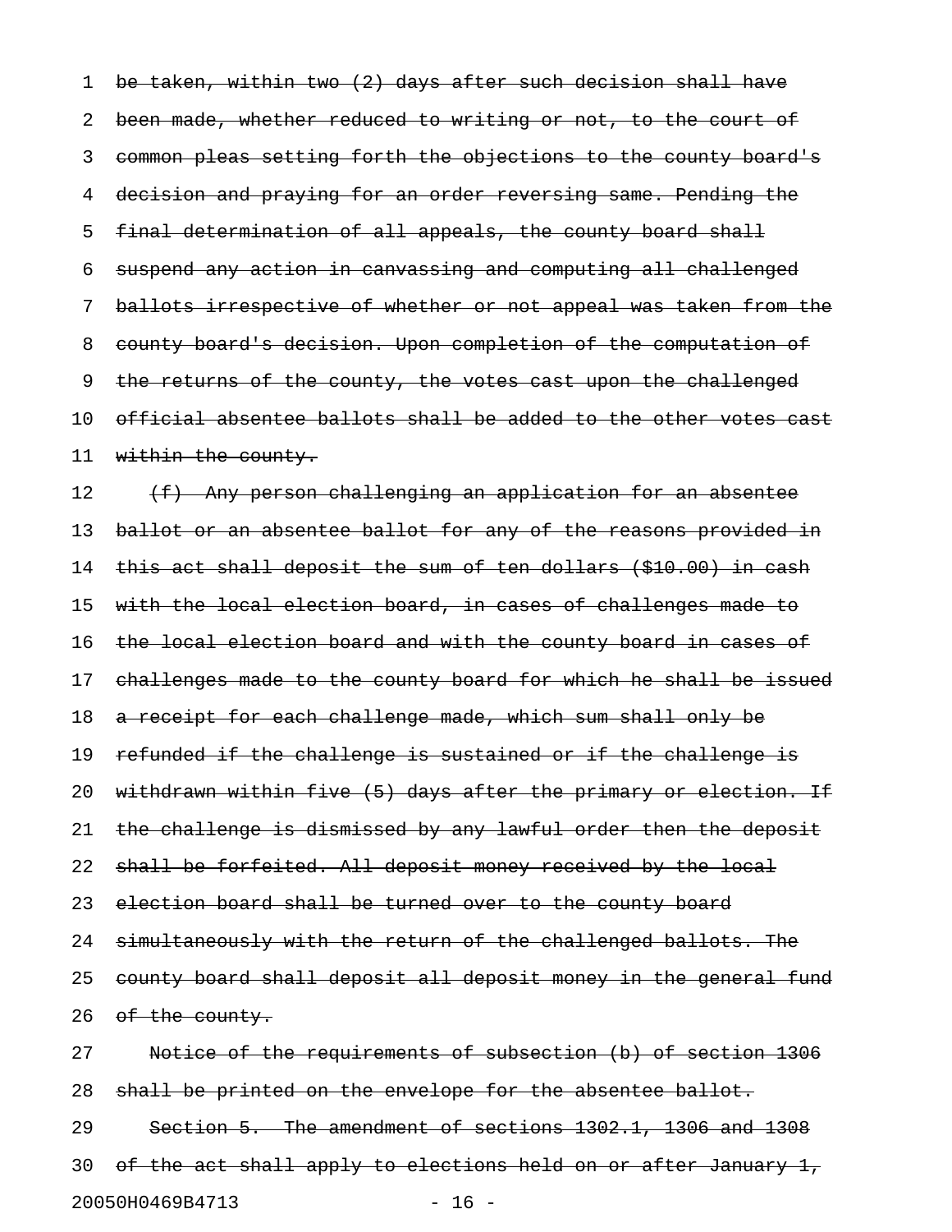~~be taken, within two (2) days after such decision shall have been made, whether reduced to writing or not, to the court of common pleas setting forth the objections to the county board's decision and praying for an order reversing same. Pending the final determination of all appeals, the county board shall suspend any action in canvassing and computing all challenged ballots irrespective of whether or not appeal was taken from the county board's decision. Upon completion of the computation of the returns of the county, the votes cast upon the challenged official absentee ballots shall be added to the other votes cast within the county.~~

~~(f) Any person challenging an application for an absentee ballot or an absentee ballot for any of the reasons provided in this act shall deposit the sum of ten dollars ($10.00) in cash with the local election board, in cases of challenges made to the local election board and with the county board in cases of challenges made to the county board for which he shall be issued a receipt for each challenge made, which sum shall only be refunded if the challenge is sustained or if the challenge is withdrawn within five (5) days after the primary or election. If the challenge is dismissed by any lawful order then the deposit shall be forfeited. All deposit money received by the local election board shall be turned over to the county board simultaneously with the return of the challenged ballots. The county board shall deposit all deposit money in the general fund of the county.~~

~~Notice of the requirements of subsection (b) of section 1306 shall be printed on the envelope for the absentee ballot.~~

~~Section 5. The amendment of sections 1302.1, 1306 and 1308 of the act shall apply to elections held on or after January 1,~~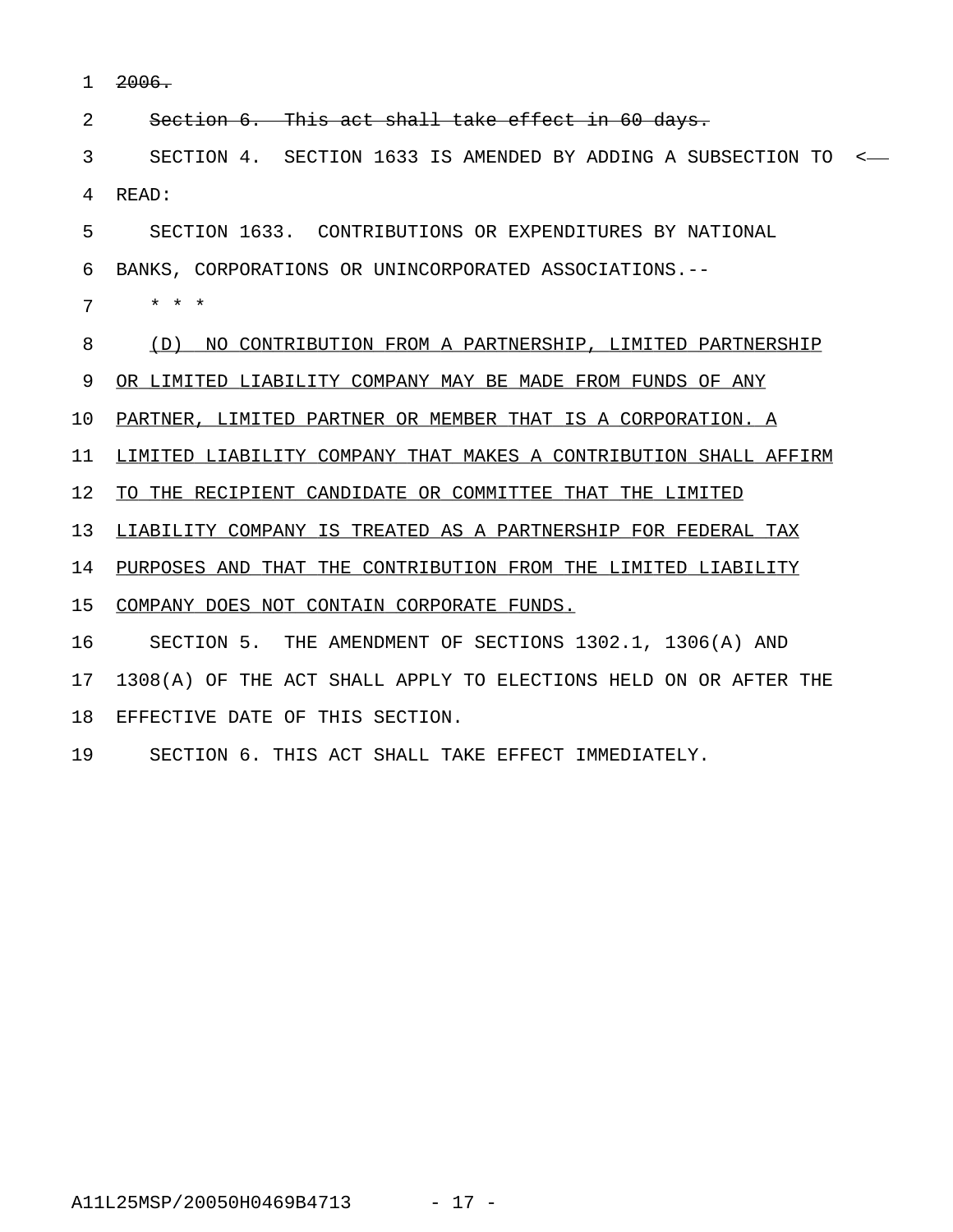~~2006.~~

~~Section 6. This act shall take effect in 60 days.~~

SECTION 4. SECTION 1633 IS AMENDED BY ADDING A SUBSECTION TO READ:

SECTION 1633. CONTRIBUTIONS OR EXPENDITURES BY NATIONAL BANKS, CORPORATIONS OR UNINCORPORATED ASSOCIATIONS.--

\* \* \*

<u>(D) NO CONTRIBUTION FROM A PARTNERSHIP, LIMITED PARTNERSHIP OR LIMITED LIABILITY COMPANY MAY BE MADE FROM FUNDS OF ANY PARTNER, LIMITED PARTNER OR MEMBER THAT IS A CORPORATION. A LIMITED LIABILITY COMPANY THAT MAKES A CONTRIBUTION SHALL AFFIRM TO THE RECIPIENT CANDIDATE OR COMMITTEE THAT THE LIMITED LIABILITY COMPANY IS TREATED AS A PARTNERSHIP FOR FEDERAL TAX PURPOSES AND THAT THE CONTRIBUTION FROM THE LIMITED LIABILITY COMPANY DOES NOT CONTAIN CORPORATE FUNDS.</u>

SECTION 5. THE AMENDMENT OF SECTIONS 1302.1, 1306(A) AND 1308(A) OF THE ACT SHALL APPLY TO ELECTIONS HELD ON OR AFTER THE EFFECTIVE DATE OF THIS SECTION.

SECTION 6. THIS ACT SHALL TAKE EFFECT IMMEDIATELY.